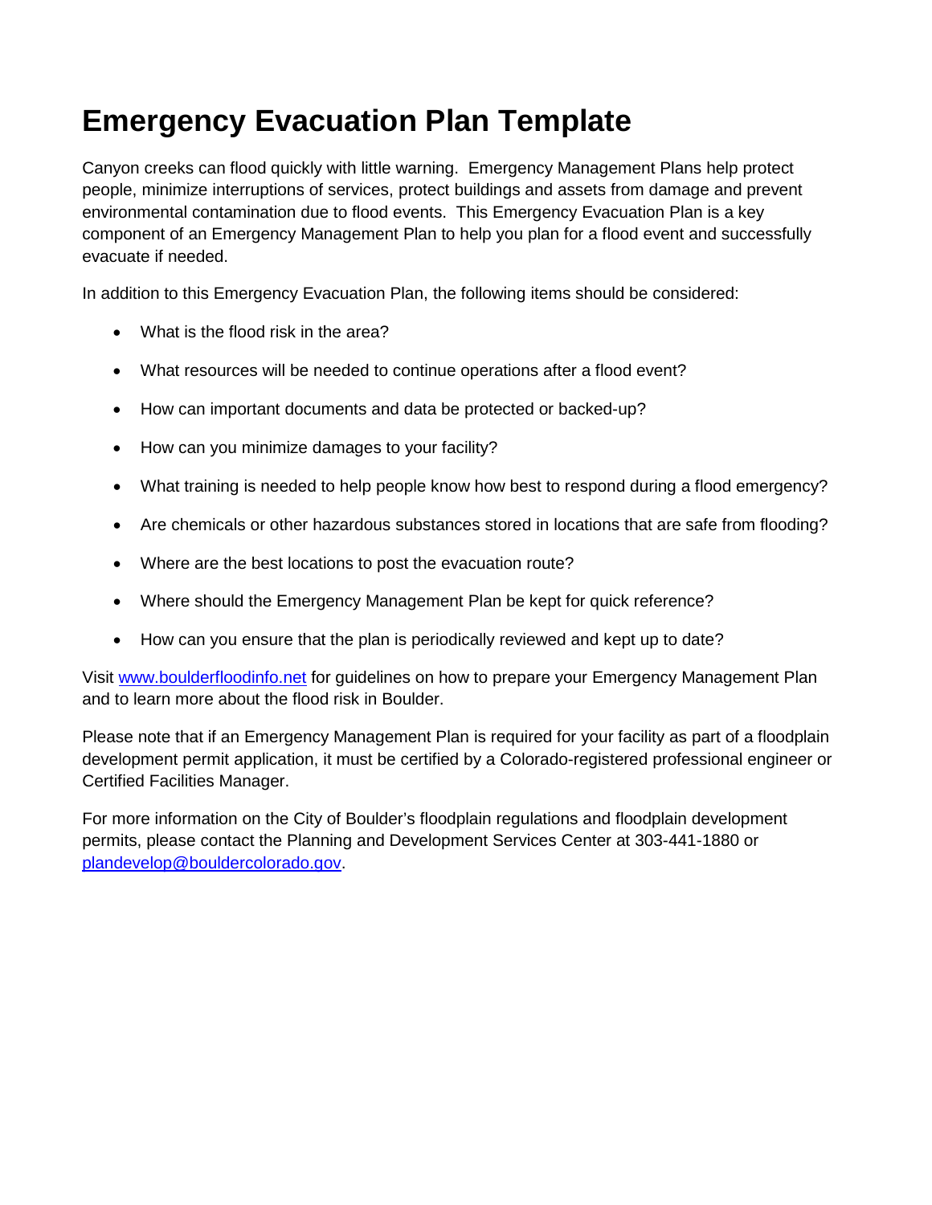# Emergency Evacuation Plan Template

Canyon creeks can flood quickly with little warning. Emergency Management Plans help protect people, minimize interruptions of services, protect buildings and assets from damage and prevent environmental contamination due to flood events. This Emergency Evacuation Plan is a key component of an Emergency Management Plan to help you plan for a flood event and successfully evacuate if needed.

In addition to this Emergency Evacuation Plan, the following items should be considered:

- What is the flood risk in the area?
- What resources will be needed to continue operations after a flood event?
- How can important documents and data be protected or backed-up?
- How can you minimize damages to your facility?
- What training is needed to help people know how best to respond during a flood emergency?
- Are chemicals or other hazardous substances stored in locations that are safe from flooding?
- Where are the best locations to post the evacuation route?
- Where should the Emergency Management Plan be kept for quick reference?
- How can you ensure that the plan is periodically reviewed and kept up to date?

Visit [www.boulderfloodinfo.net](http://www.boulderfloodinfo.net) for guidelines on how to prepare your Emergency Management Plan and to learn more about the flood risk in Boulder.

Please note that if an Emergency Management Plan is required for your facility as part of a floodplain development permit application, it must be certified by a Colorado-registered professional engineer or Certified Facilities Manager.

For more information on the City of Boulder's floodplain regulations and floodplain development permits, please contact the Planning and Development Services Center at 303-441-1880 or [plandevelop@bouldercolorado.gov](mailto:plandevelop@bouldercolorado.gov).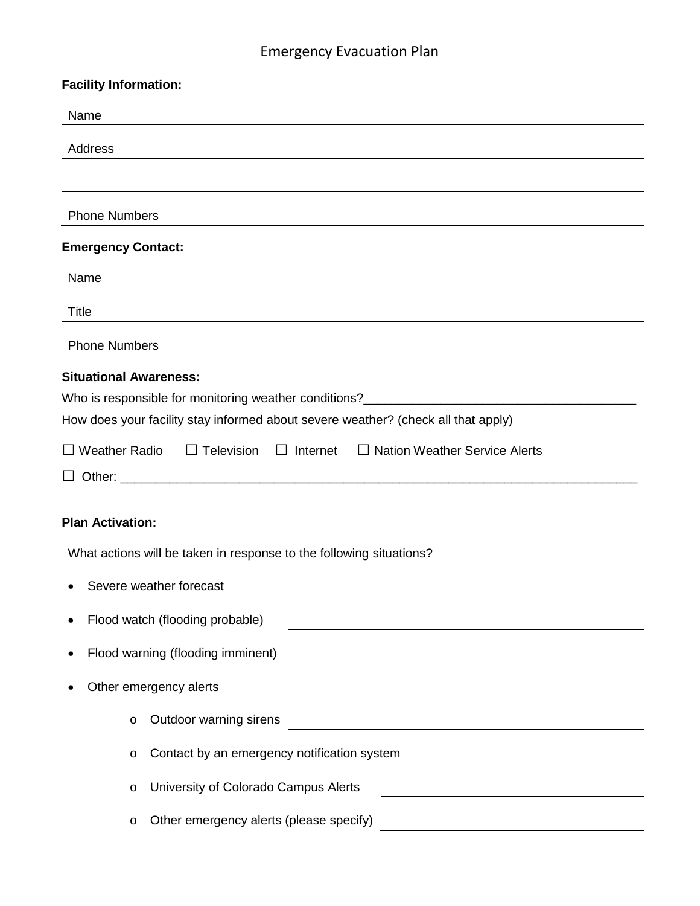# Emergency Evacuation Plan

**Facility Information:**

Name ______________________________________________

Address ______________________________________________

______________________________________________

Phone Numbers ______________________________________________

**Emergency Contact:**

Name ______________________________________________

Title ______________________________________________

Phone Numbers ______________________________________________

**Situational Awareness:**

Who is responsible for monitoring weather conditions?_______________________________________

How does your facility stay informed about severe weather? (check all that apply)

☐ Weather Radio ☐ Television ☐ Internet ☐ Nation Weather Service Alerts

☐ Other: ___________________________________________________________________________

**Plan Activation:**

What actions will be taken in response to the following situations?

- Severe weather forecast ______________________________________________
- Flood watch (flooding probable) ______________________________________________
- Flood warning (flooding imminent) ______________________________________________
- Other emergency alerts
  - Outdoor warning sirens ______________________________________________
  - Contact by an emergency notification system ______________________________
  - University of Colorado Campus Alerts ______________________________
  - Other emergency alerts (please specify) ______________________________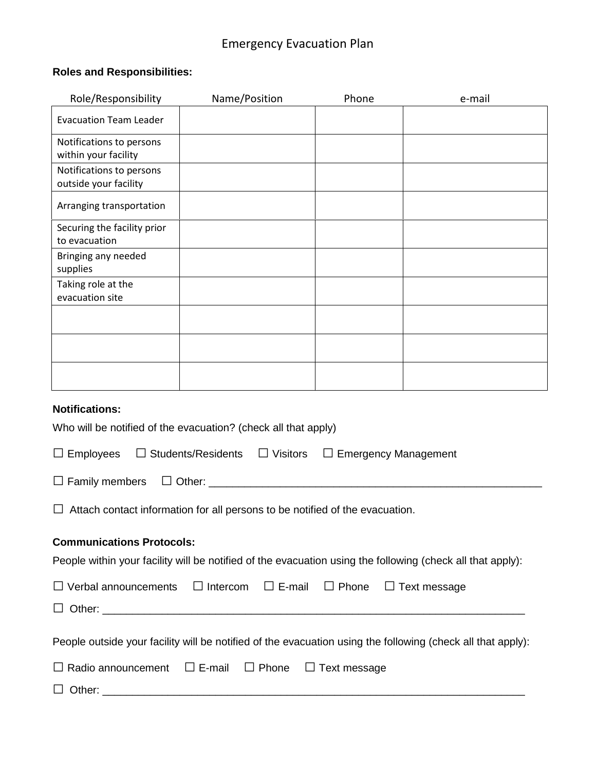# Emergency Evacuation Plan

**Roles and Responsibilities:**

| Role/Responsibility | Name/Position | Phone | e-mail |
|---|---|---|---|
| Evacuation Team Leader | | | |
| Notifications to persons within your facility | | | |
| Notifications to persons outside your facility | | | |
| Arranging transportation | | | |
| Securing the facility prior to evacuation | | | |
| Bringing any needed supplies | | | |
| Taking role at the evacuation site | | | |
| | | | |
| | | | |
| | | | |

**Notifications:**

Who will be notified of the evacuation? (check all that apply)

☐ Employees ☐ Students/Residents ☐ Visitors ☐ Emergency Management

☐ Family members ☐ Other: ________________________________________________________

☐ Attach contact information for all persons to be notified of the evacuation.

**Communications Protocols:**

People within your facility will be notified of the evacuation using the following (check all that apply):

☐ Verbal announcements ☐ Intercom ☐ E-mail ☐ Phone ☐ Text message

☐ Other: ________________________________________________________________________

People outside your facility will be notified of the evacuation using the following (check all that apply):

☐ Radio announcement ☐ E-mail ☐ Phone ☐ Text message

☐ Other: ________________________________________________________________________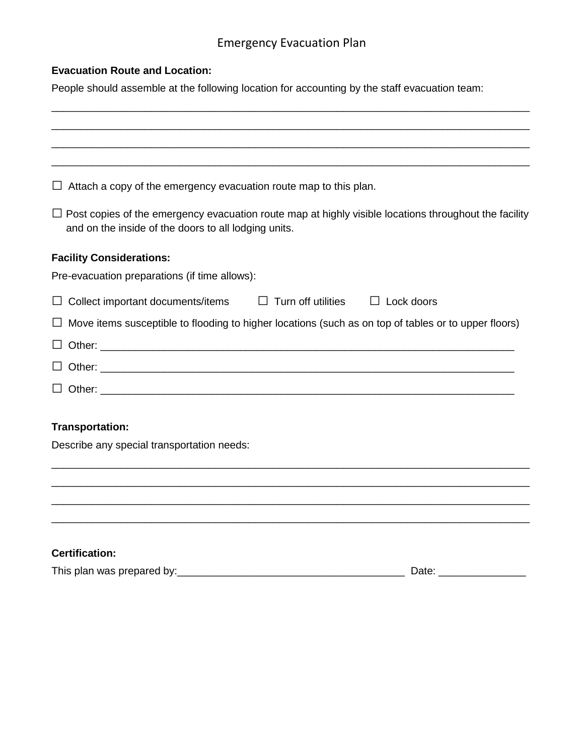# Emergency Evacuation Plan

**Evacuation Route and Location:**

People should assemble at the following location for accounting by the staff evacuation team:

________________________________________________________________________________
________________________________________________________________________________
________________________________________________________________________________
________________________________________________________________________________

☐ Attach a copy of the emergency evacuation route map to this plan.

☐ Post copies of the emergency evacuation route map at highly visible locations throughout the facility and on the inside of the doors to all lodging units.

**Facility Considerations:**

Pre-evacuation preparations (if time allows):

☐ Collect important documents/items ☐ Turn off utilities ☐ Lock doors

☐ Move items susceptible to flooding to higher locations (such as on top of tables or to upper floors)

☐ Other: ______________________________________________________________________

☐ Other: ______________________________________________________________________

☐ Other: ______________________________________________________________________

**Transportation:**

Describe any special transportation needs:

________________________________________________________________________________
________________________________________________________________________________
________________________________________________________________________________
________________________________________________________________________________

**Certification:**

This plan was prepared by:_______________________________________ Date: _______________